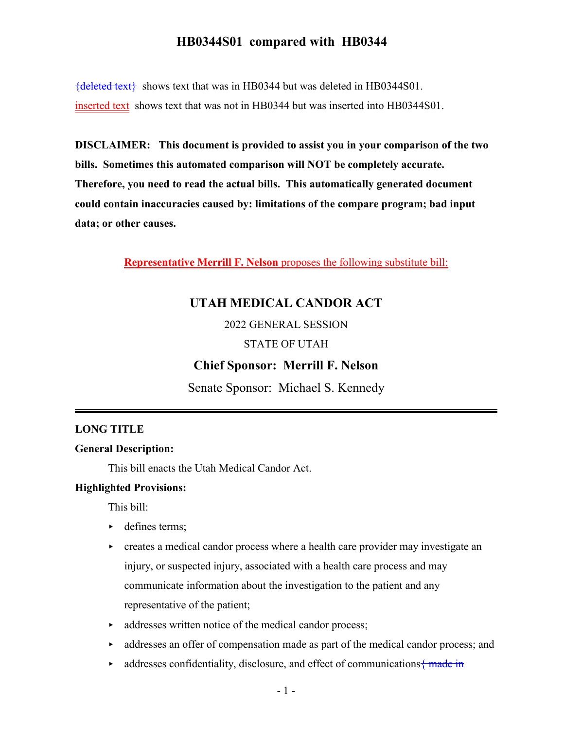# HB0344S01 compared with HB0344

{deleted text} shows text that was in HB0344 but was deleted in HB0344S01.

inserted text shows text that was not in HB0344 but was inserted into HB0344S01.

**DISCLAIMER: This document is provided to assist you in your comparison of the two bills. Sometimes this automated comparison will NOT be completely accurate. Therefore, you need to read the actual bills. This automatically generated document could contain inaccuracies caused by: limitations of the compare program; bad input data; or other causes.**

**Representative Merrill F. Nelson** proposes the following substitute bill:

## UTAH MEDICAL CANDOR ACT

2022 GENERAL SESSION

STATE OF UTAH

**Chief Sponsor: Merrill F. Nelson**

Senate Sponsor: Michael S. Kennedy

---

**LONG TITLE**

**General Description:**

This bill enacts the Utah Medical Candor Act.

**Highlighted Provisions:**

This bill:

- defines terms;
- creates a medical candor process where a health care provider may investigate an injury, or suspected injury, associated with a health care process and may communicate information about the investigation to the patient and any representative of the patient;
- addresses written notice of the medical candor process;
- addresses an offer of compensation made as part of the medical candor process; and
- addresses confidentiality, disclosure, and effect of communications{ made in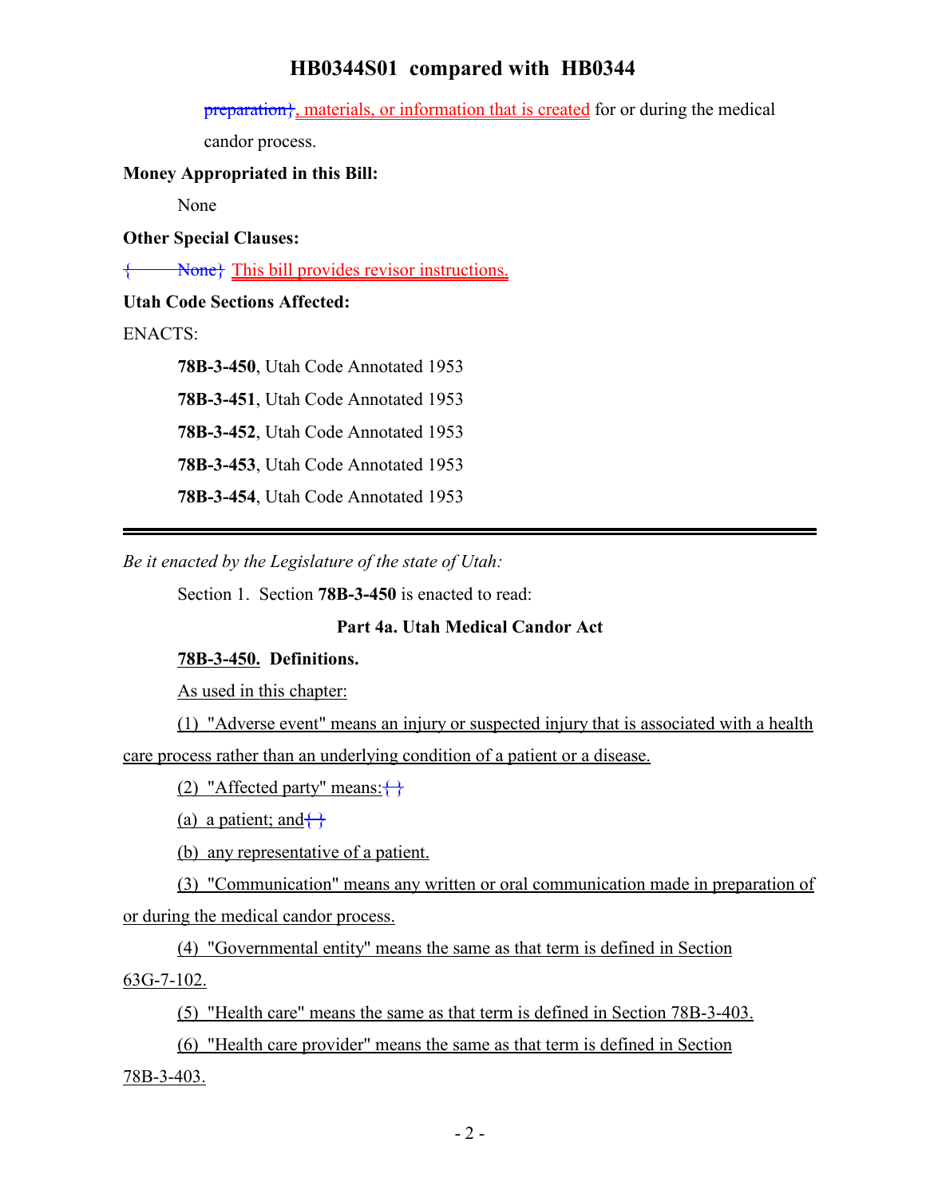~~preparation}~~, materials, or information that is created for or during the medical candor process.

**Money Appropriated in this Bill:**

None

**Other Special Clauses:**

{ ~~None}~~ This bill provides revisor instructions.

**Utah Code Sections Affected:**

ENACTS:

**78B-3-450**, Utah Code Annotated 1953

**78B-3-451**, Utah Code Annotated 1953

**78B-3-452**, Utah Code Annotated 1953

**78B-3-453**, Utah Code Annotated 1953

**78B-3-454**, Utah Code Annotated 1953

---

*Be it enacted by the Legislature of the state of Utah:*

Section 1. Section **78B-3-450** is enacted to read:

**Part 4a. Utah Medical Candor Act**

**78B-3-450. Definitions.**

As used in this chapter:

(1) "Adverse event" means an injury or suspected injury that is associated with a health care process rather than an underlying condition of a patient or a disease.

(2) "Affected party" means:{ }

(a) a patient; and{ }

(b) any representative of a patient.

(3) "Communication" means any written or oral communication made in preparation of or during the medical candor process.

(4) "Governmental entity" means the same as that term is defined in Section 63G-7-102.

(5) "Health care" means the same as that term is defined in Section 78B-3-403.

(6) "Health care provider" means the same as that term is defined in Section 78B-3-403.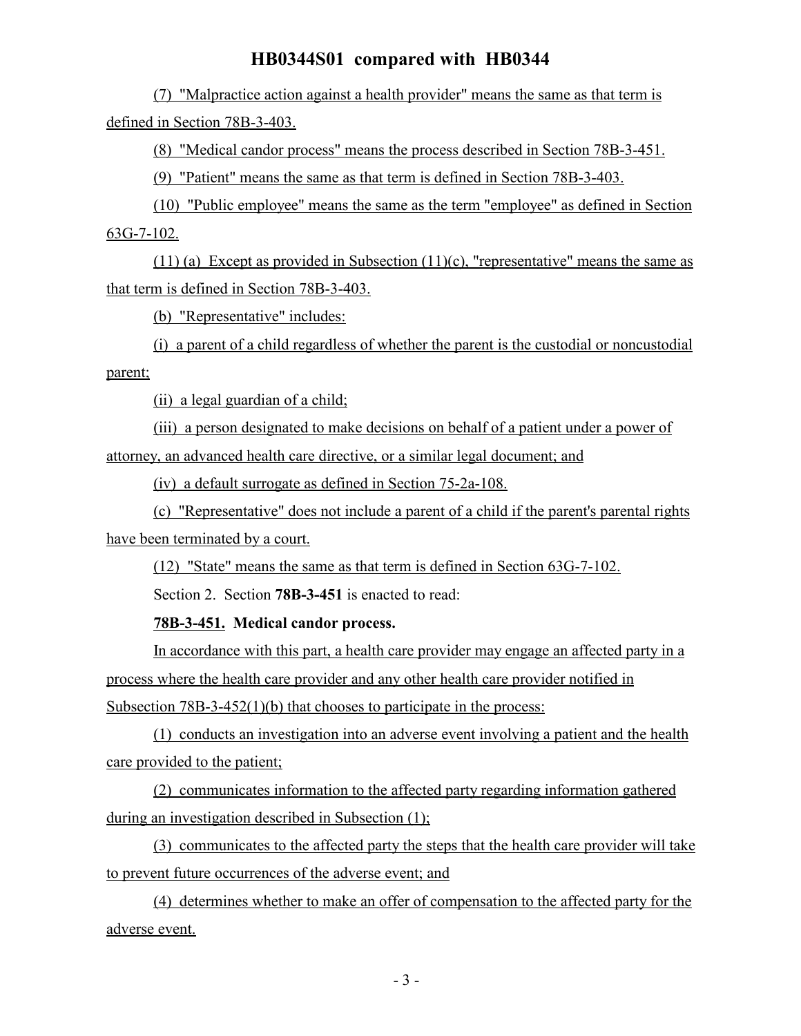(7) "Malpractice action against a health provider" means the same as that term is defined in Section 78B-3-403.

(8) "Medical candor process" means the process described in Section 78B-3-451.

(9) "Patient" means the same as that term is defined in Section 78B-3-403.

(10) "Public employee" means the same as the term "employee" as defined in Section 63G-7-102.

(11) (a) Except as provided in Subsection (11)(c), "representative" means the same as that term is defined in Section 78B-3-403.

(b) "Representative" includes:

(i) a parent of a child regardless of whether the parent is the custodial or noncustodial parent;

(ii) a legal guardian of a child;

(iii) a person designated to make decisions on behalf of a patient under a power of attorney, an advanced health care directive, or a similar legal document; and

(iv) a default surrogate as defined in Section 75-2a-108.

(c) "Representative" does not include a parent of a child if the parent's parental rights have been terminated by a court.

(12) "State" means the same as that term is defined in Section 63G-7-102.

Section 2. Section **78B-3-451** is enacted to read:

**78B-3-451. Medical candor process.**

In accordance with this part, a health care provider may engage an affected party in a process where the health care provider and any other health care provider notified in Subsection 78B-3-452(1)(b) that chooses to participate in the process:

(1) conducts an investigation into an adverse event involving a patient and the health care provided to the patient;

(2) communicates information to the affected party regarding information gathered during an investigation described in Subsection (1);

(3) communicates to the affected party the steps that the health care provider will take to prevent future occurrences of the adverse event; and

(4) determines whether to make an offer of compensation to the affected party for the adverse event.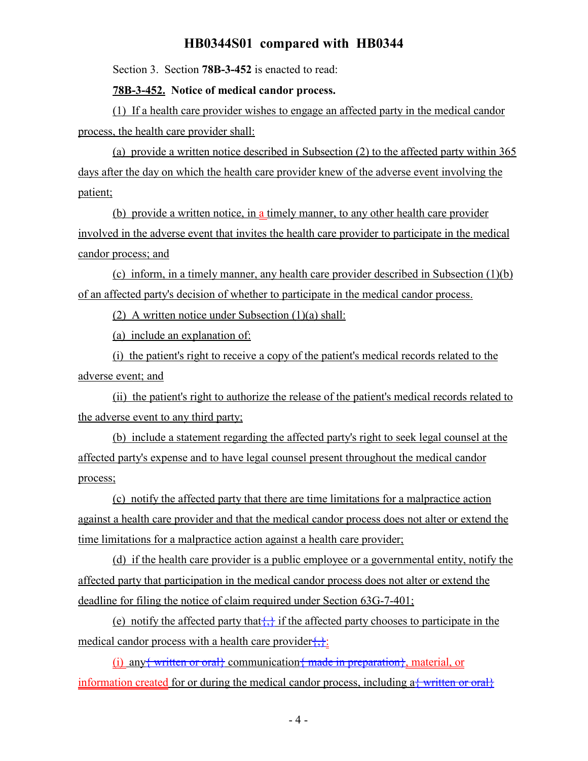Section 3. Section **78B-3-452** is enacted to read:

**78B-3-452. Notice of medical candor process.**

(1) If a health care provider wishes to engage an affected party in the medical candor process, the health care provider shall:

(a) provide a written notice described in Subsection (2) to the affected party within 365 days after the day on which the health care provider knew of the adverse event involving the patient;

(b) provide a written notice, in a timely manner, to any other health care provider involved in the adverse event that invites the health care provider to participate in the medical candor process; and

(c) inform, in a timely manner, any health care provider described in Subsection (1)(b) of an affected party's decision of whether to participate in the medical candor process.

(2) A written notice under Subsection (1)(a) shall:

(a) include an explanation of:

(i) the patient's right to receive a copy of the patient's medical records related to the adverse event; and

(ii) the patient's right to authorize the release of the patient's medical records related to the adverse event to any third party;

(b) include a statement regarding the affected party's right to seek legal counsel at the affected party's expense and to have legal counsel present throughout the medical candor process;

(c) notify the affected party that there are time limitations for a malpractice action against a health care provider and that the medical candor process does not alter or extend the time limitations for a malpractice action against a health care provider;

(d) if the health care provider is a public employee or a governmental entity, notify the affected party that participation in the medical candor process does not alter or extend the deadline for filing the notice of claim required under Section 63G-7-401;

(e) notify the affected party that{,} if the affected party chooses to participate in the medical candor process with a health care provider{,}:

(i) any{ written or oral} communication{ made in preparation}, material, or information created for or during the medical candor process, including a{ written or oral}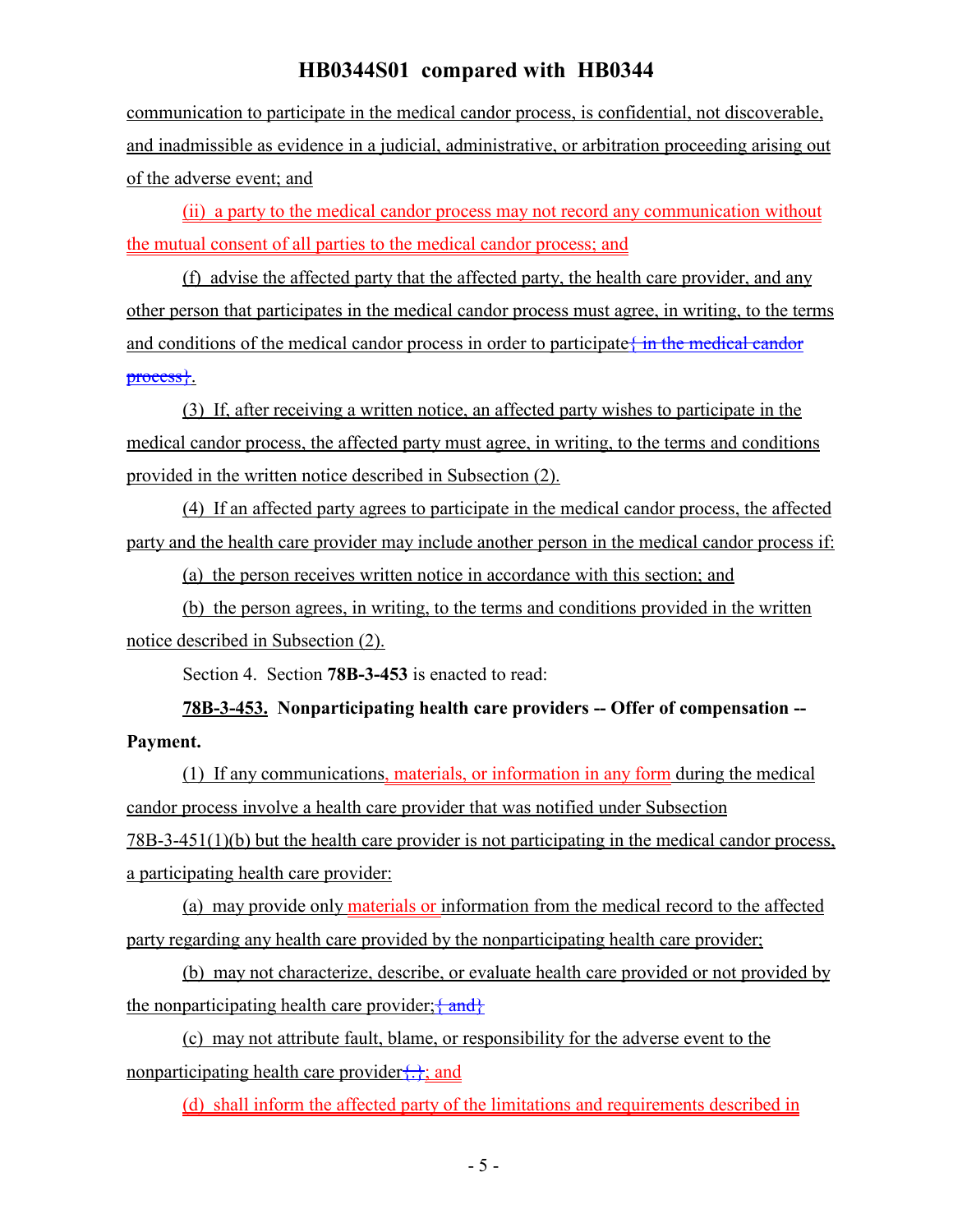communication to participate in the medical candor process, is confidential, not discoverable, and inadmissible as evidence in a judicial, administrative, or arbitration proceeding arising out of the adverse event; and

(ii) a party to the medical candor process may not record any communication without the mutual consent of all parties to the medical candor process; and

(f) advise the affected party that the affected party, the health care provider, and any other person that participates in the medical candor process must agree, in writing, to the terms and conditions of the medical candor process in order to participate{ in the medical candor process}.

(3) If, after receiving a written notice, an affected party wishes to participate in the medical candor process, the affected party must agree, in writing, to the terms and conditions provided in the written notice described in Subsection (2).

(4) If an affected party agrees to participate in the medical candor process, the affected party and the health care provider may include another person in the medical candor process if:

(a) the person receives written notice in accordance with this section; and

(b) the person agrees, in writing, to the terms and conditions provided in the written notice described in Subsection (2).

Section 4. Section **78B-3-453** is enacted to read:

**78B-3-453. Nonparticipating health care providers -- Offer of compensation -- Payment.**

(1) If any communications, materials, or information in any form during the medical candor process involve a health care provider that was notified under Subsection 78B-3-451(1)(b) but the health care provider is not participating in the medical candor process, a participating health care provider:

(a) may provide only materials or information from the medical record to the affected party regarding any health care provided by the nonparticipating health care provider;

(b) may not characterize, describe, or evaluate health care provided or not provided by the nonparticipating health care provider;{ and}

(c) may not attribute fault, blame, or responsibility for the adverse event to the nonparticipating health care provider{.}; and

(d) shall inform the affected party of the limitations and requirements described in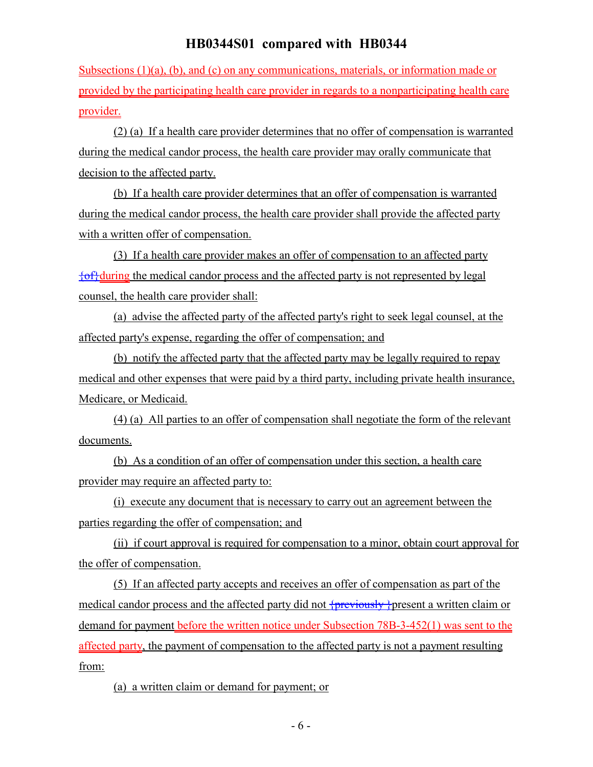Subsections (1)(a), (b), and (c) on any communications, materials, or information made or provided by the participating health care provider in regards to a nonparticipating health care provider.

(2) (a) If a health care provider determines that no offer of compensation is warranted during the medical candor process, the health care provider may orally communicate that decision to the affected party.

(b) If a health care provider determines that an offer of compensation is warranted during the medical candor process, the health care provider shall provide the affected party with a written offer of compensation.

(3) If a health care provider makes an offer of compensation to an affected party {of}during the medical candor process and the affected party is not represented by legal counsel, the health care provider shall:

(a) advise the affected party of the affected party's right to seek legal counsel, at the affected party's expense, regarding the offer of compensation; and

(b) notify the affected party that the affected party may be legally required to repay medical and other expenses that were paid by a third party, including private health insurance, Medicare, or Medicaid.

(4) (a) All parties to an offer of compensation shall negotiate the form of the relevant documents.

(b) As a condition of an offer of compensation under this section, a health care provider may require an affected party to:

(i) execute any document that is necessary to carry out an agreement between the parties regarding the offer of compensation; and

(ii) if court approval is required for compensation to a minor, obtain court approval for the offer of compensation.

(5) If an affected party accepts and receives an offer of compensation as part of the medical candor process and the affected party did not {previously }present a written claim or demand for payment before the written notice under Subsection 78B-3-452(1) was sent to the affected party, the payment of compensation to the affected party is not a payment resulting from:

(a) a written claim or demand for payment; or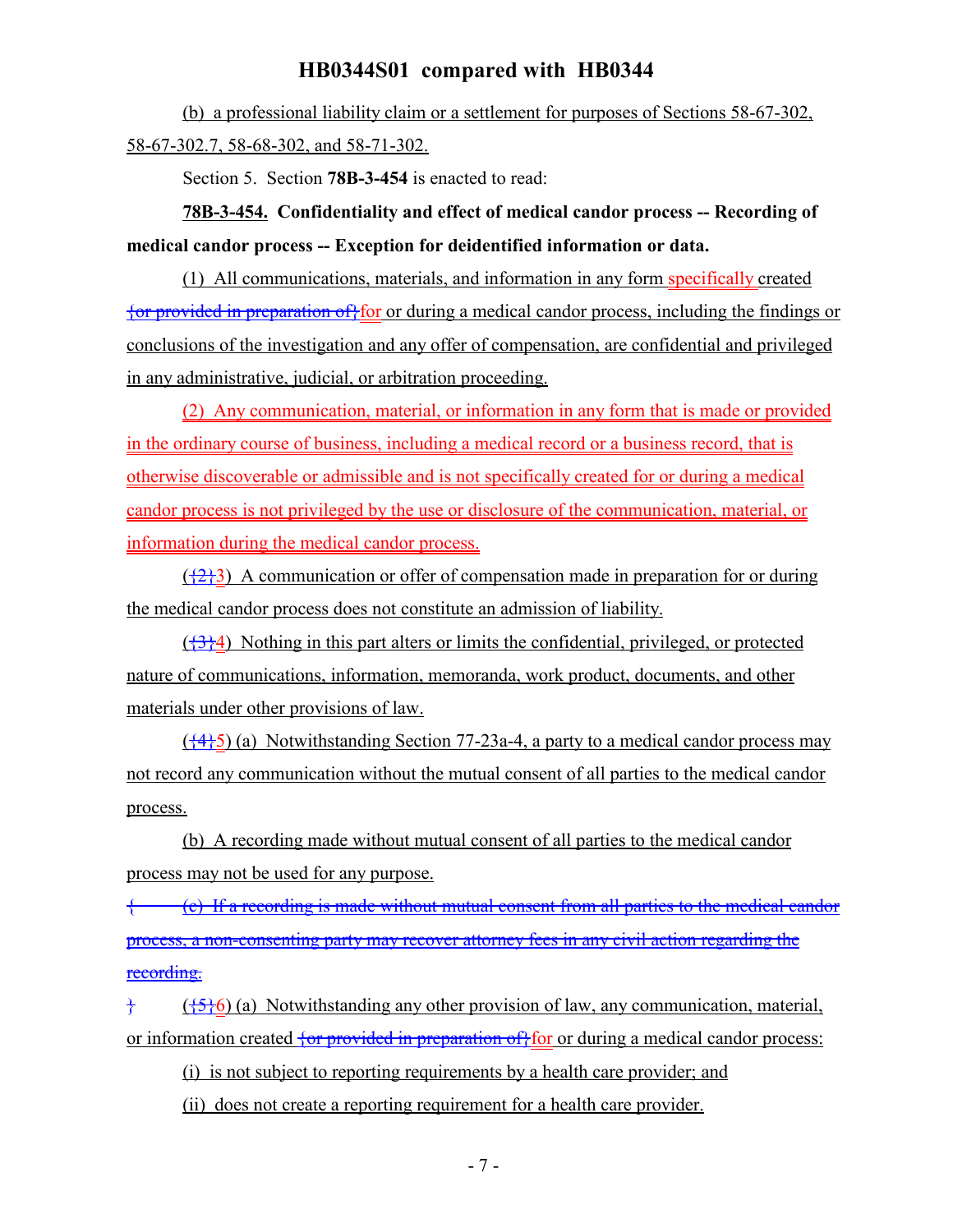(b) a professional liability claim or a settlement for purposes of Sections 58-67-302, 58-67-302.7, 58-68-302, and 58-71-302.

Section 5. Section **78B-3-454** is enacted to read:

**78B-3-454. Confidentiality and effect of medical candor process -- Recording of medical candor process -- Exception for deidentified information or data.**

(1) All communications, materials, and information in any form specifically created {or provided in preparation of}for or during a medical candor process, including the findings or conclusions of the investigation and any offer of compensation, are confidential and privileged in any administrative, judicial, or arbitration proceeding.

(2) Any communication, material, or information in any form that is made or provided in the ordinary course of business, including a medical record or a business record, that is otherwise discoverable or admissible and is not specifically created for or during a medical candor process is not privileged by the use or disclosure of the communication, material, or information during the medical candor process.

({2}3) A communication or offer of compensation made in preparation for or during the medical candor process does not constitute an admission of liability.

({3}4) Nothing in this part alters or limits the confidential, privileged, or protected nature of communications, information, memoranda, work product, documents, and other materials under other provisions of law.

({4}5) (a) Notwithstanding Section 77-23a-4, a party to a medical candor process may not record any communication without the mutual consent of all parties to the medical candor process.

(b) A recording made without mutual consent of all parties to the medical candor process may not be used for any purpose.

{ (c) If a recording is made without mutual consent from all parties to the medical candor process, a non-consenting party may recover attorney fees in any civil action regarding the recording.

} ({5}6) (a) Notwithstanding any other provision of law, any communication, material, or information created {or provided in preparation of}for or during a medical candor process:

(i) is not subject to reporting requirements by a health care provider; and

(ii) does not create a reporting requirement for a health care provider.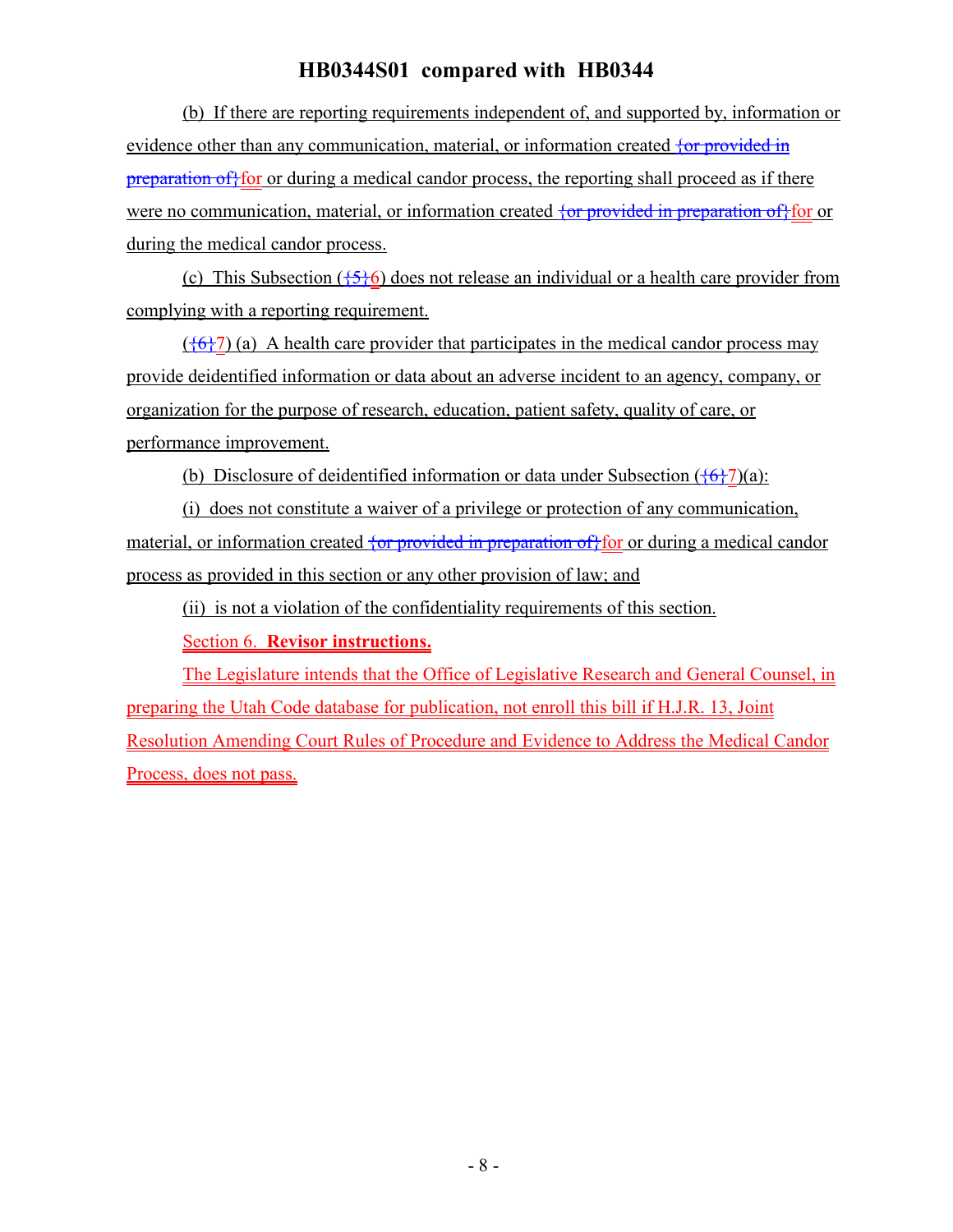(b) If there are reporting requirements independent of, and supported by, information or evidence other than any communication, material, or information created {or provided in preparation of}for or during a medical candor process, the reporting shall proceed as if there were no communication, material, or information created {or provided in preparation of}for or during the medical candor process.

(c) This Subsection ({5}6) does not release an individual or a health care provider from complying with a reporting requirement.

({6}7) (a) A health care provider that participates in the medical candor process may provide deidentified information or data about an adverse incident to an agency, company, or organization for the purpose of research, education, patient safety, quality of care, or performance improvement.

(b) Disclosure of deidentified information or data under Subsection ({6}7)(a):

(i) does not constitute a waiver of a privilege or protection of any communication, material, or information created {or provided in preparation of}for or during a medical candor process as provided in this section or any other provision of law; and

(ii) is not a violation of the confidentiality requirements of this section.

Section 6. **Revisor instructions.**

The Legislature intends that the Office of Legislative Research and General Counsel, in preparing the Utah Code database for publication, not enroll this bill if H.J.R. 13, Joint Resolution Amending Court Rules of Procedure and Evidence to Address the Medical Candor Process, does not pass.